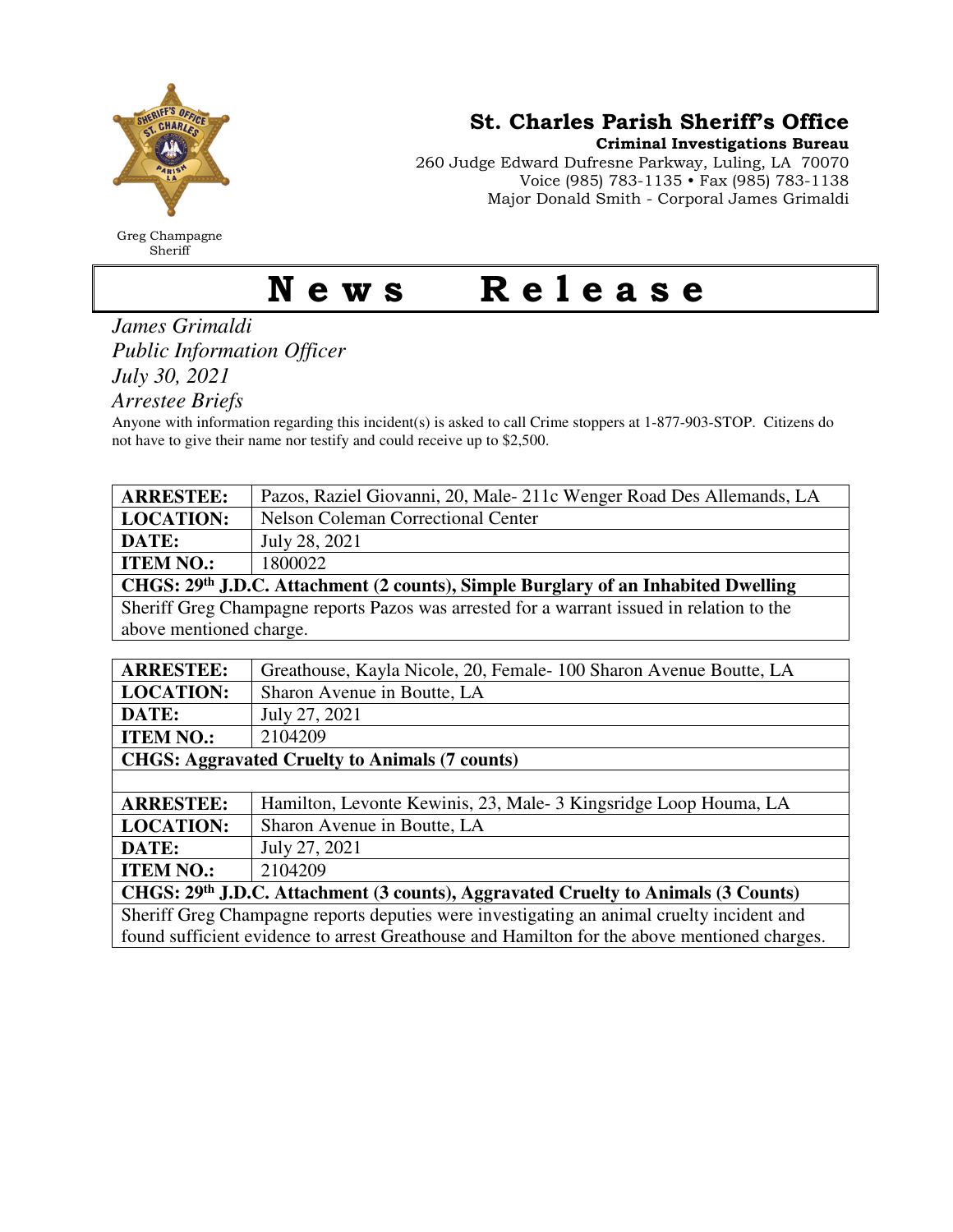Greg Champagne
Sheriff

## St. Charles Parish Sheriff's Office

**Criminal Investigations Bureau**

260 Judge Edward Dufresne Parkway, Luling, LA 70070
Voice (985) 783-1135 • Fax (985) 783-1138
Major Donald Smith - Corporal James Grimaldi

# News Release

*James Grimaldi*
*Public Information Officer*
*July 30, 2021*
*Arrestee Briefs*

Anyone with information regarding this incident(s) is asked to call Crime stoppers at 1-877-903-STOP. Citizens do not have to give their name nor testify and could receive up to $2,500.

| **ARRESTEE:** | Pazos, Raziel Giovanni, 20, Male- 211c Wenger Road Des Allemands, LA |
|---|---|
| **LOCATION:** | Nelson Coleman Correctional Center |
| **DATE:** | July 28, 2021 |
| **ITEM NO.:** | 1800022 |
| **CHGS: 29th J.D.C. Attachment (2 counts), Simple Burglary of an Inhabited Dwelling** | |
| Sheriff Greg Champagne reports Pazos was arrested for a warrant issued in relation to the above mentioned charge. | |

| **ARRESTEE:** | Greathouse, Kayla Nicole, 20, Female- 100 Sharon Avenue Boutte, LA |
|---|---|
| **LOCATION:** | Sharon Avenue in Boutte, LA |
| **DATE:** | July 27, 2021 |
| **ITEM NO.:** | 2104209 |
| **CHGS: Aggravated Cruelty to Animals (7 counts)** | |
| | |
| **ARRESTEE:** | Hamilton, Levonte Kewinis, 23, Male- 3 Kingsridge Loop Houma, LA |
| **LOCATION:** | Sharon Avenue in Boutte, LA |
| **DATE:** | July 27, 2021 |
| **ITEM NO.:** | 2104209 |
| **CHGS: 29th J.D.C. Attachment (3 counts), Aggravated Cruelty to Animals (3 Counts)** | |
| Sheriff Greg Champagne reports deputies were investigating an animal cruelty incident and found sufficient evidence to arrest Greathouse and Hamilton for the above mentioned charges. | |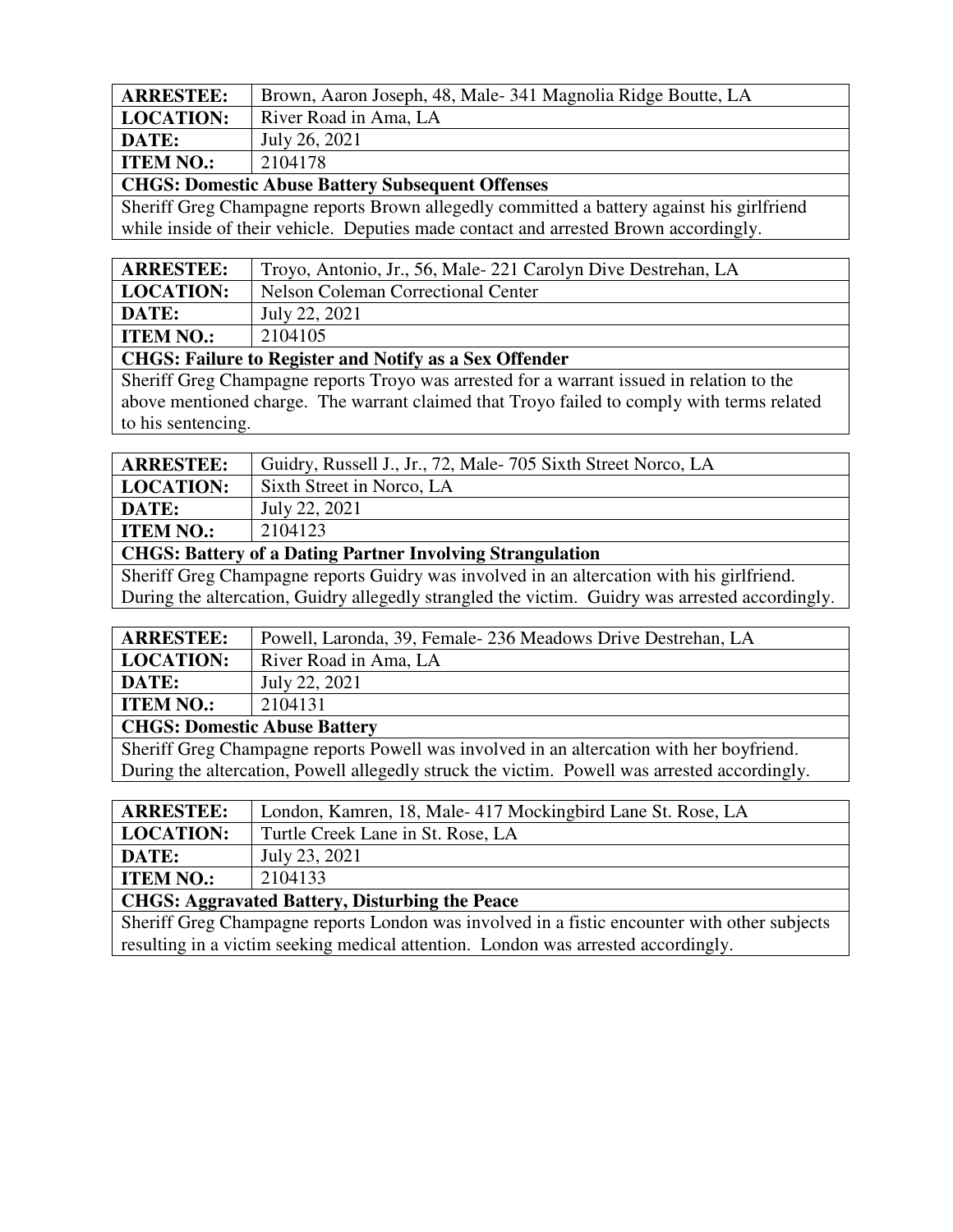| ARRESTEE: | Brown, Aaron Joseph, 48, Male- 341 Magnolia Ridge Boutte, LA |
|---|---|
| LOCATION: | River Road in Ama, LA |
| DATE: | July 26, 2021 |
| ITEM NO.: | 2104178 |

**CHGS: Domestic Abuse Battery Subsequent Offenses**

Sheriff Greg Champagne reports Brown allegedly committed a battery against his girlfriend while inside of their vehicle. Deputies made contact and arrested Brown accordingly.

| ARRESTEE: | Troyo, Antonio, Jr., 56, Male- 221 Carolyn Dive Destrehan, LA |
|---|---|
| LOCATION: | Nelson Coleman Correctional Center |
| DATE: | July 22, 2021 |
| ITEM NO.: | 2104105 |

**CHGS: Failure to Register and Notify as a Sex Offender**

Sheriff Greg Champagne reports Troyo was arrested for a warrant issued in relation to the above mentioned charge. The warrant claimed that Troyo failed to comply with terms related to his sentencing.

| ARRESTEE: | Guidry, Russell J., Jr., 72, Male- 705 Sixth Street Norco, LA |
|---|---|
| LOCATION: | Sixth Street in Norco, LA |
| DATE: | July 22, 2021 |
| ITEM NO.: | 2104123 |

**CHGS: Battery of a Dating Partner Involving Strangulation**

Sheriff Greg Champagne reports Guidry was involved in an altercation with his girlfriend. During the altercation, Guidry allegedly strangled the victim. Guidry was arrested accordingly.

| ARRESTEE: | Powell, Laronda, 39, Female- 236 Meadows Drive Destrehan, LA |
|---|---|
| LOCATION: | River Road in Ama, LA |
| DATE: | July 22, 2021 |
| ITEM NO.: | 2104131 |

**CHGS: Domestic Abuse Battery**

Sheriff Greg Champagne reports Powell was involved in an altercation with her boyfriend. During the altercation, Powell allegedly struck the victim. Powell was arrested accordingly.

| ARRESTEE: | London, Kamren, 18, Male- 417 Mockingbird Lane St. Rose, LA |
|---|---|
| LOCATION: | Turtle Creek Lane in St. Rose, LA |
| DATE: | July 23, 2021 |
| ITEM NO.: | 2104133 |

**CHGS: Aggravated Battery, Disturbing the Peace**

Sheriff Greg Champagne reports London was involved in a fistic encounter with other subjects resulting in a victim seeking medical attention. London was arrested accordingly.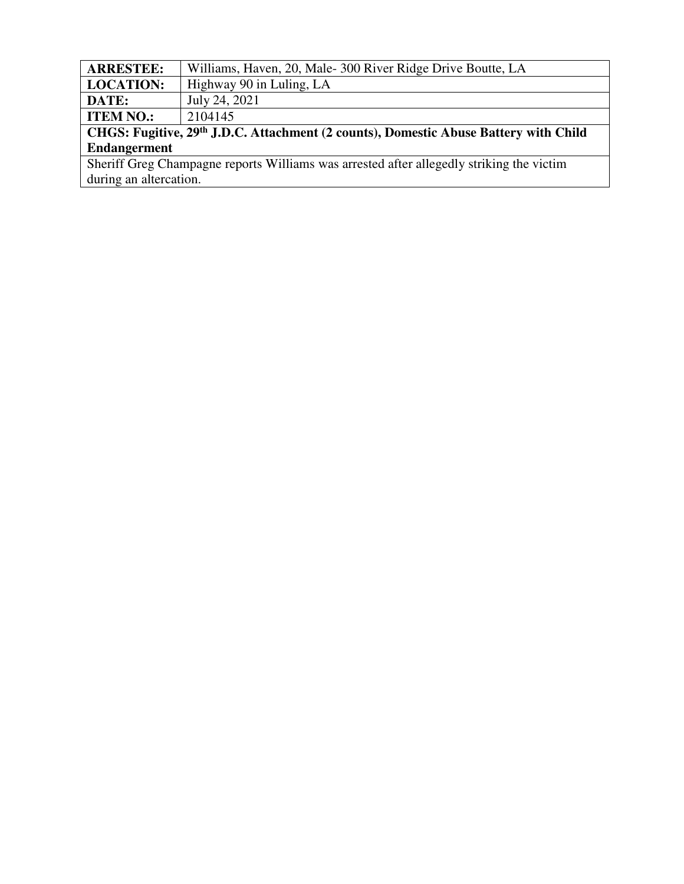| | |
|---|---|
| **ARRESTEE:** | Williams, Haven, 20, Male- 300 River Ridge Drive Boutte, LA |
| **LOCATION:** | Highway 90 in Luling, LA |
| **DATE:** | July 24, 2021 |
| **ITEM NO.:** | 2104145 |
| **CHGS: Fugitive, 29th J.D.C. Attachment (2 counts), Domestic Abuse Battery with Child Endangerment** | |
| Sheriff Greg Champagne reports Williams was arrested after allegedly striking the victim during an altercation. | |